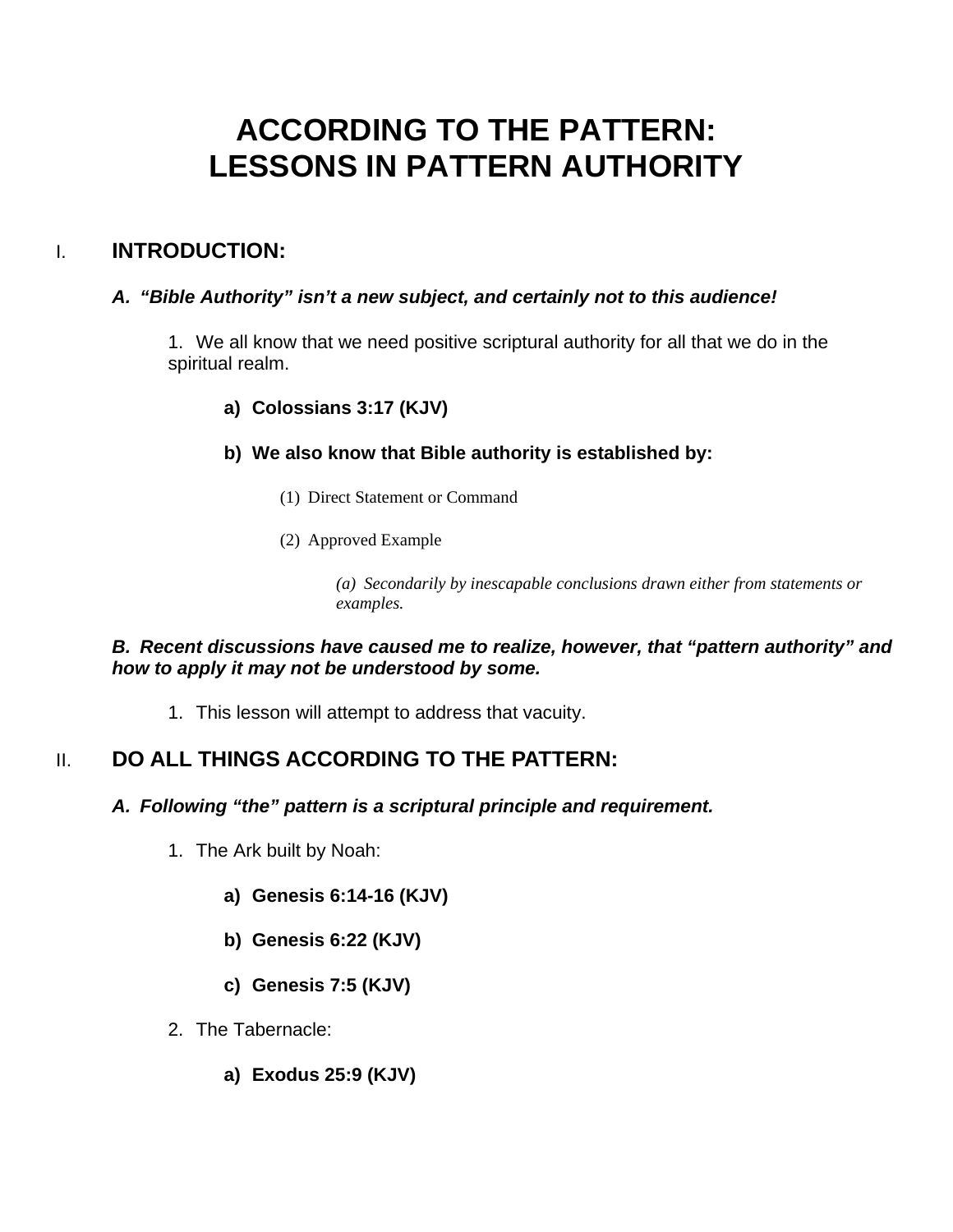# ACCORDING TO THE PATTERN: LESSONS IN PATTERN AUTHORITY

## I. INTRODUCTION:

### *A. "Bible Authority" isn't a new subject, and certainly not to this audience!*

1. We all know that we need positive scriptural authority for all that we do in the spiritual realm.

   **a) Colossians 3:17 (KJV)**

   **b) We also know that Bible authority is established by:**

   (1) Direct Statement or Command

   (2) Approved Example

   *(a) Secondarily by inescapable conclusions drawn either from statements or examples.*

### *B. Recent discussions have caused me to realize, however, that "pattern authority" and how to apply it may not be understood by some.*

1. This lesson will attempt to address that vacuity.

## II. DO ALL THINGS ACCORDING TO THE PATTERN:

### *A. Following "the" pattern is a scriptural principle and requirement.*

1. The Ark built by Noah:

   **a) Genesis 6:14-16 (KJV)**

   **b) Genesis 6:22 (KJV)**

   **c) Genesis 7:5 (KJV)**

2. The Tabernacle:

   **a) Exodus 25:9 (KJV)**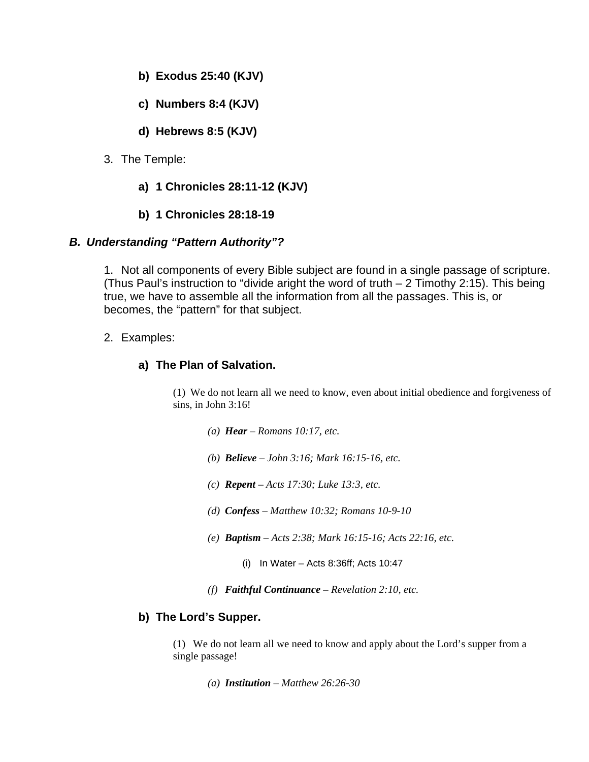**b) Exodus 25:40 (KJV)**

**c) Numbers 8:4 (KJV)**

**d) Hebrews 8:5 (KJV)**

3. The Temple:

**a) 1 Chronicles 28:11-12 (KJV)**

**b) 1 Chronicles 28:18-19**

### *B. Understanding "Pattern Authority"?*

1. Not all components of every Bible subject are found in a single passage of scripture. (Thus Paul's instruction to "divide aright the word of truth – 2 Timothy 2:15). This being true, we have to assemble all the information from all the passages. This is, or becomes, the "pattern" for that subject.

2. Examples:

**a) The Plan of Salvation.**

(1) We do not learn all we need to know, even about initial obedience and forgiveness of sins, in John 3:16!

*(a) **Hear** – Romans 10:17, etc.*

*(b) **Believe** – John 3:16; Mark 16:15-16, etc.*

*(c) **Repent** – Acts 17:30; Luke 13:3, etc.*

*(d) **Confess** – Matthew 10:32; Romans 10-9-10*

*(e) **Baptism** – Acts 2:38; Mark 16:15-16; Acts 22:16, etc.*

(i) In Water – Acts 8:36ff; Acts 10:47

*(f) **Faithful Continuance** – Revelation 2:10, etc.*

**b) The Lord's Supper.**

(1) We do not learn all we need to know and apply about the Lord's supper from a single passage!

*(a) **Institution** – Matthew 26:26-30*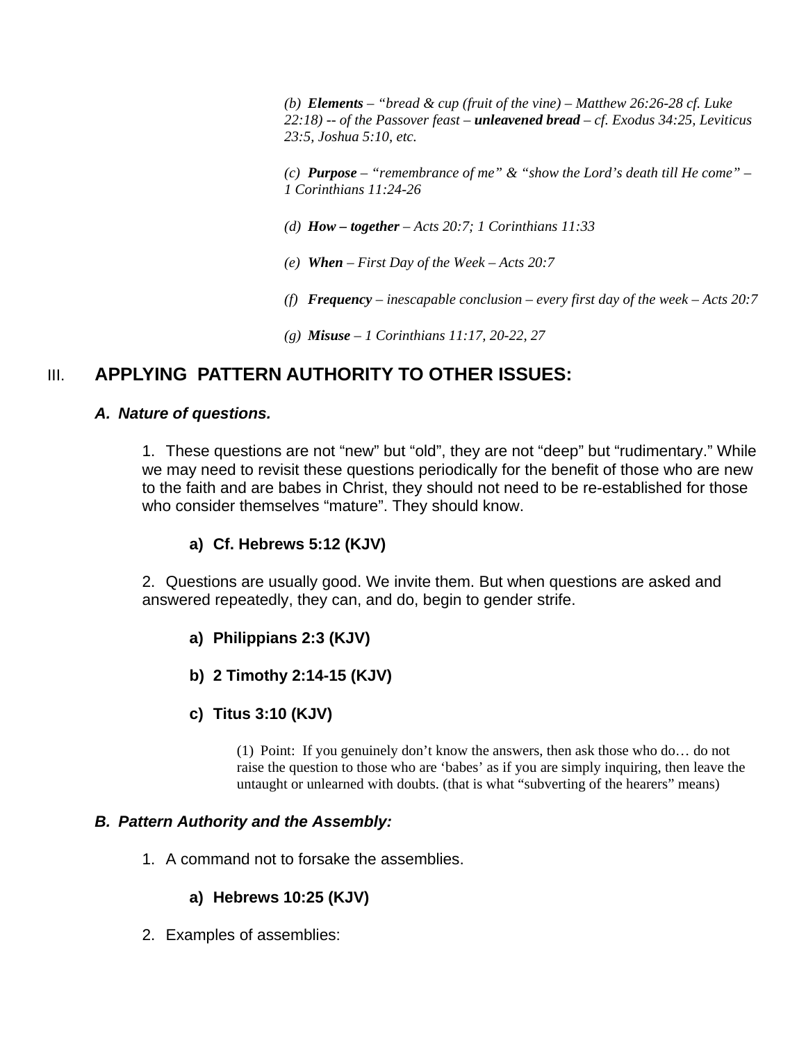*(b) **Elements** – "bread & cup (fruit of the vine) – Matthew 26:26-28 cf. Luke 22:18) -- of the Passover feast – **unleavened bread** – cf. Exodus 34:25, Leviticus 23:5, Joshua 5:10, etc.*

*(c) **Purpose** – "remembrance of me" & "show the Lord's death till He come" – 1 Corinthians 11:24-26*

*(d) **How – together** – Acts 20:7; 1 Corinthians 11:33*

*(e) **When** – First Day of the Week – Acts 20:7*

*(f) **Frequency** – inescapable conclusion – every first day of the week – Acts 20:7*

*(g) **Misuse** – 1 Corinthians 11:17, 20-22, 27*

## III. APPLYING PATTERN AUTHORITY TO OTHER ISSUES:

### *A. Nature of questions.*

1. These questions are not "new" but "old", they are not "deep" but "rudimentary." While we may need to revisit these questions periodically for the benefit of those who are new to the faith and are babes in Christ, they should not need to be re-established for those who consider themselves "mature". They should know.

**a) Cf. Hebrews 5:12 (KJV)**

2. Questions are usually good. We invite them. But when questions are asked and answered repeatedly, they can, and do, begin to gender strife.

**a) Philippians 2:3 (KJV)**

**b) 2 Timothy 2:14-15 (KJV)**

**c) Titus 3:10 (KJV)**

(1) Point: If you genuinely don't know the answers, then ask those who do… do not raise the question to those who are 'babes' as if you are simply inquiring, then leave the untaught or unlearned with doubts. (that is what "subverting of the hearers" means)

### *B. Pattern Authority and the Assembly:*

1. A command not to forsake the assemblies.

**a) Hebrews 10:25 (KJV)**

2. Examples of assemblies: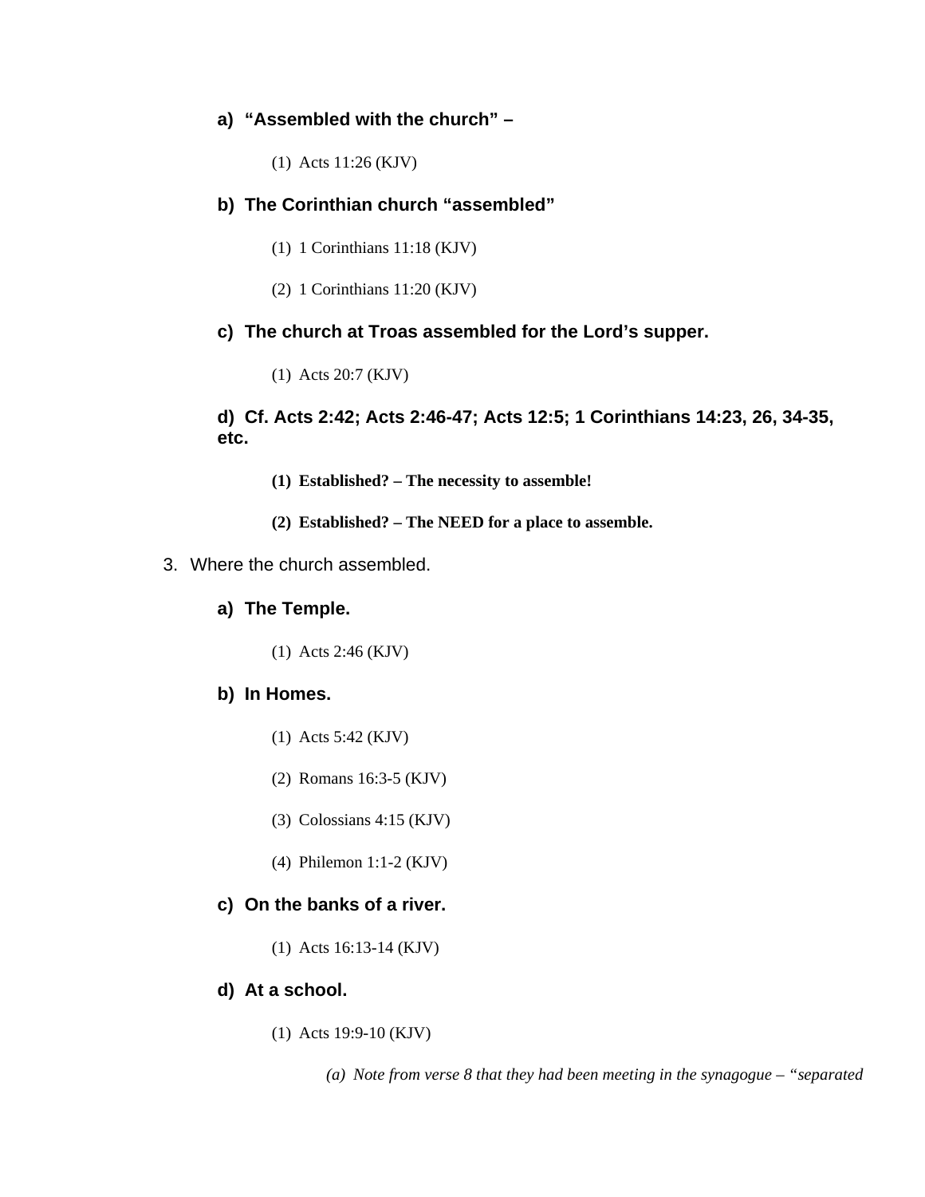a) **"Assembled with the church" –**

   (1) Acts 11:26 (KJV)

b) **The Corinthian church "assembled"**

   (1) 1 Corinthians 11:18 (KJV)

   (2) 1 Corinthians 11:20 (KJV)

c) **The church at Troas assembled for the Lord's supper.**

   (1) Acts 20:7 (KJV)

d) **Cf. Acts 2:42; Acts 2:46-47; Acts 12:5; 1 Corinthians 14:23, 26, 34-35, etc.**

   **(1) Established? – The necessity to assemble!**

   **(2) Established? – The NEED for a place to assemble.**

3. Where the church assembled.

a) **The Temple.**

   (1) Acts 2:46 (KJV)

b) **In Homes.**

   (1) Acts 5:42 (KJV)

   (2) Romans 16:3-5 (KJV)

   (3) Colossians 4:15 (KJV)

   (4) Philemon 1:1-2 (KJV)

c) **On the banks of a river.**

   (1) Acts 16:13-14 (KJV)

d) **At a school.**

   (1) Acts 19:9-10 (KJV)

      *(a) Note from verse 8 that they had been meeting in the synagogue – "separated*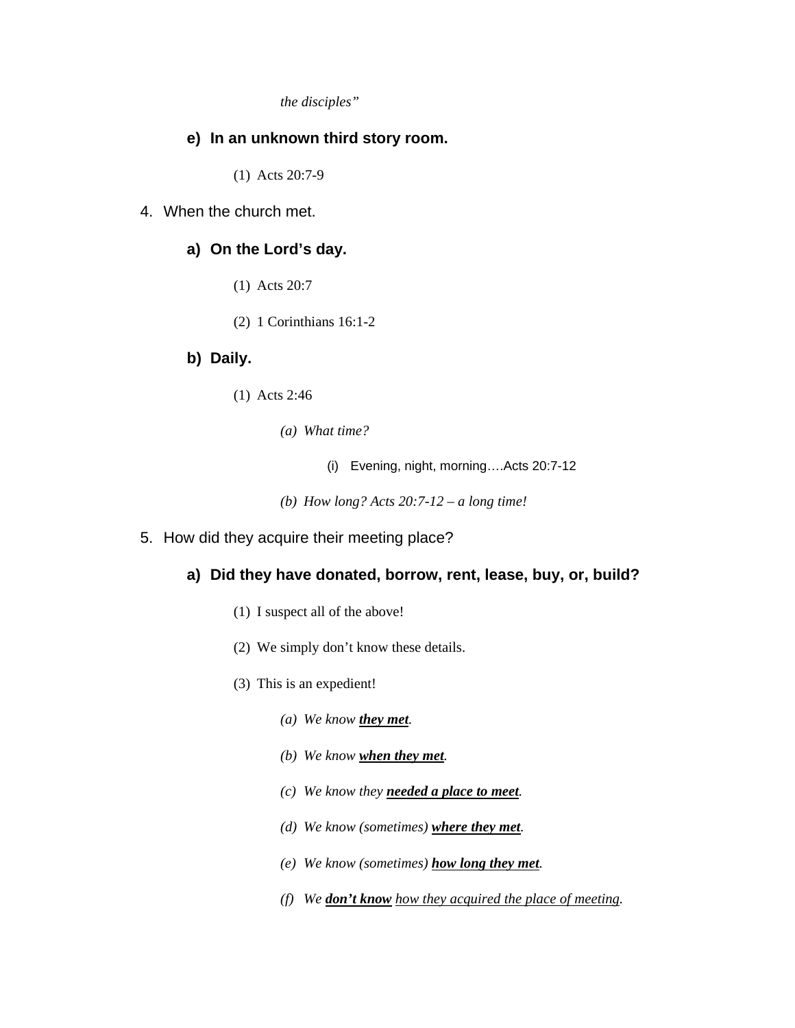*the disciples"*

**e) In an unknown third story room.**

(1) Acts 20:7-9

4. When the church met.

**a) On the Lord's day.**

(1) Acts 20:7

(2) 1 Corinthians 16:1-2

**b) Daily.**

(1) Acts 2:46

*(a) What time?*

(i) Evening, night, morning….Acts 20:7-12

*(b) How long? Acts 20:7-12 – a long time!*

5. How did they acquire their meeting place?

**a) Did they have donated, borrow, rent, lease, buy, or, build?**

(1) I suspect all of the above!

(2) We simply don't know these details.

(3) This is an expedient!

*(a) We know* ***<u>they met</u>****.*

*(b) We know* ***<u>when they met</u>****.*

*(c) We know they* ***<u>needed a place to meet</u>****.*

*(d) We know (sometimes)* ***<u>where they met</u>****.*

*(e) We know (sometimes)* ***<u>how long they met</u>****.*

*(f) We* ***<u>don't know</u>*** *<u>how they acquired the place of meeting</u>.*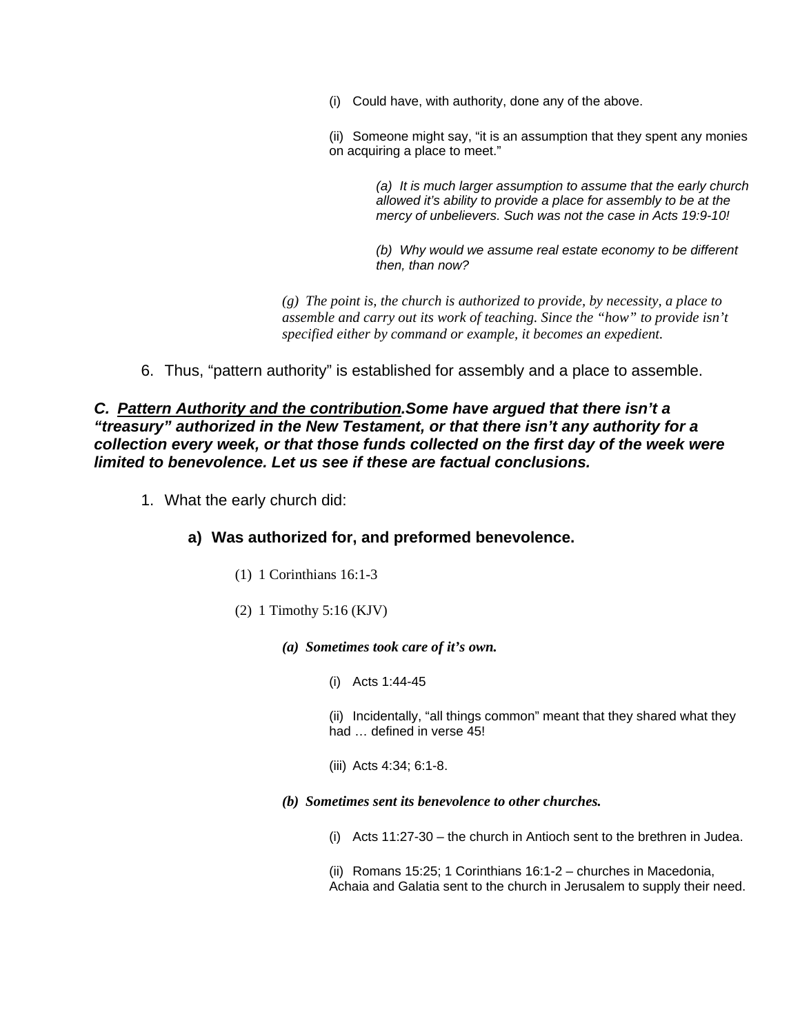(i) Could have, with authority, done any of the above.

(ii) Someone might say, "it is an assumption that they spent any monies on acquiring a place to meet."

*(a) It is much larger assumption to assume that the early church allowed it's ability to provide a place for assembly to be at the mercy of unbelievers. Such was not the case in Acts 19:9-10!*

*(b) Why would we assume real estate economy to be different then, than now?*

*(g) The point is, the church is authorized to provide, by necessity, a place to assemble and carry out its work of teaching. Since the "how" to provide isn't specified either by command or example, it becomes an expedient.*

6. Thus, "pattern authority" is established for assembly and a place to assemble.

***C. <u>Pattern Authority and the contribution</u>.Some have argued that there isn't a "treasury" authorized in the New Testament, or that there isn't any authority for a collection every week, or that those funds collected on the first day of the week were limited to benevolence. Let us see if these are factual conclusions.***

1. What the early church did:

**a) Was authorized for, and preformed benevolence.**

(1) 1 Corinthians 16:1-3

(2) 1 Timothy 5:16 (KJV)

***(a) Sometimes took care of it's own.***

(i) Acts 1:44-45

(ii) Incidentally, "all things common" meant that they shared what they had … defined in verse 45!

(iii) Acts 4:34; 6:1-8.

***(b) Sometimes sent its benevolence to other churches.***

(i) Acts 11:27-30 – the church in Antioch sent to the brethren in Judea.

(ii) Romans 15:25; 1 Corinthians 16:1-2 – churches in Macedonia, Achaia and Galatia sent to the church in Jerusalem to supply their need.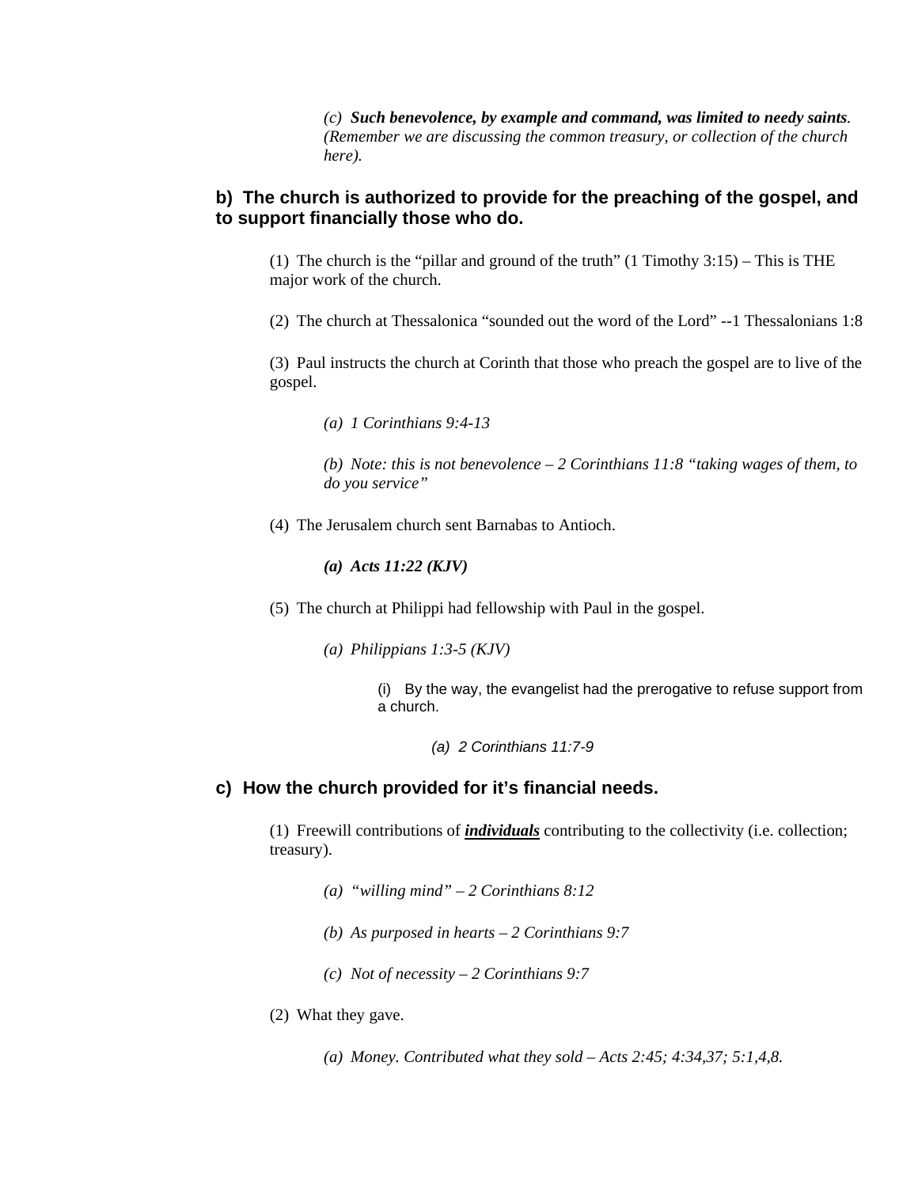*(c)* ***Such benevolence, by example and command, was limited to needy saints****. (Remember we are discussing the common treasury, or collection of the church here).*

### b) The church is authorized to provide for the preaching of the gospel, and to support financially those who do.

(1) The church is the "pillar and ground of the truth" (1 Timothy 3:15) – This is THE major work of the church.

(2) The church at Thessalonica "sounded out the word of the Lord" --1 Thessalonians 1:8

(3) Paul instructs the church at Corinth that those who preach the gospel are to live of the gospel.

*(a) 1 Corinthians 9:4-13*

*(b) Note: this is not benevolence – 2 Corinthians 11:8 "taking wages of them, to do you service"*

(4) The Jerusalem church sent Barnabas to Antioch.

***(a) Acts 11:22 (KJV)***

(5) The church at Philippi had fellowship with Paul in the gospel.

*(a) Philippians 1:3-5 (KJV)*

(i) By the way, the evangelist had the prerogative to refuse support from a church.

*(a) 2 Corinthians 11:7-9*

### c) How the church provided for it's financial needs.

(1) Freewill contributions of ***<u>individuals</u>*** contributing to the collectivity (i.e. collection; treasury).

*(a) "willing mind" – 2 Corinthians 8:12*

*(b) As purposed in hearts – 2 Corinthians 9:7*

*(c) Not of necessity – 2 Corinthians 9:7*

(2) What they gave.

*(a) Money. Contributed what they sold – Acts 2:45; 4:34,37; 5:1,4,8.*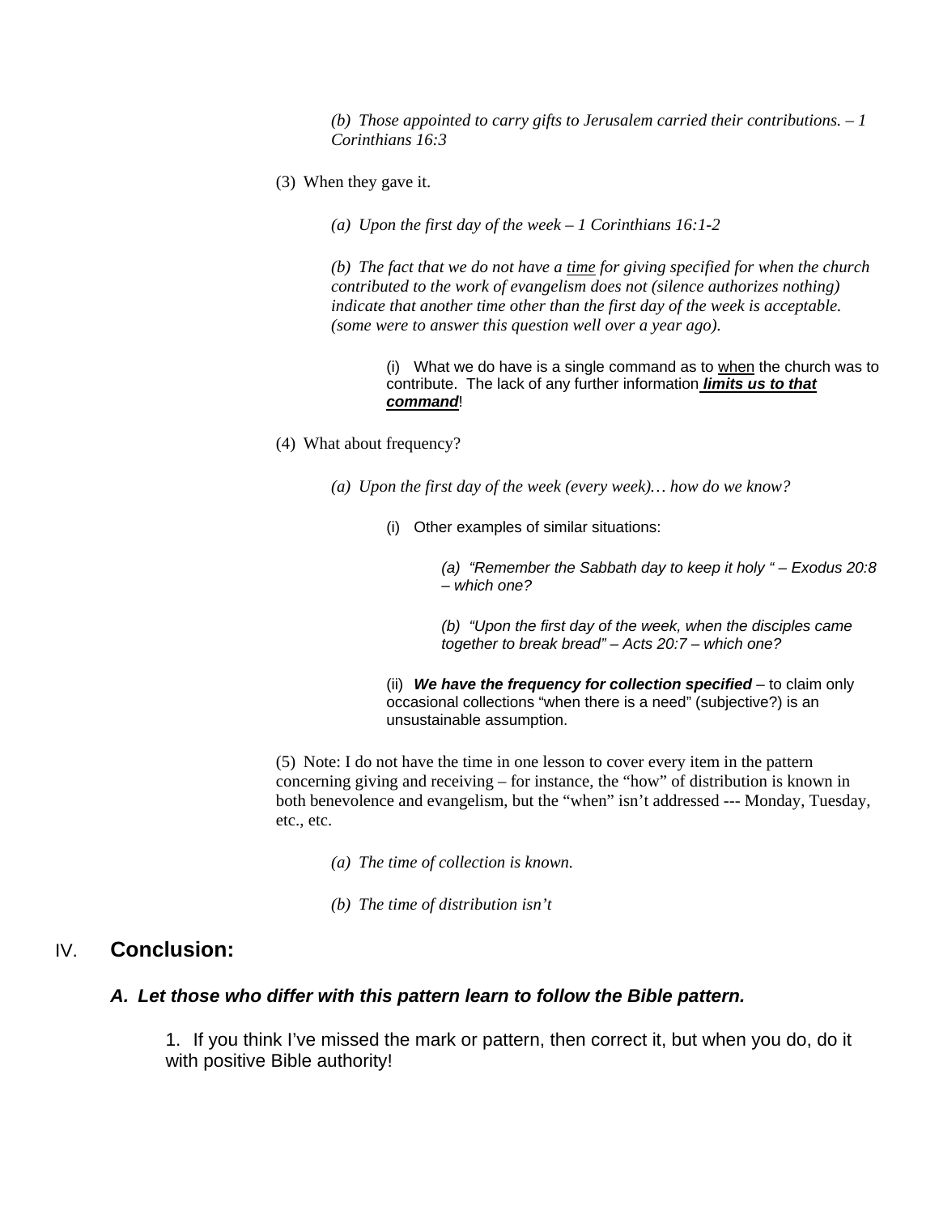*(b) Those appointed to carry gifts to Jerusalem carried their contributions. – 1 Corinthians 16:3*

(3) When they gave it.

*(a) Upon the first day of the week – 1 Corinthians 16:1-2*

*(b) The fact that we do not have a <u>time</u> for giving specified for when the church contributed to the work of evangelism does not (silence authorizes nothing) indicate that another time other than the first day of the week is acceptable. (some were to answer this question well over a year ago).*

(i) What we do have is a single command as to <u>when</u> the church was to contribute. The lack of any further information ***<u>limits us to that command</u>***!

(4) What about frequency?

*(a) Upon the first day of the week (every week)… how do we know?*

(i) Other examples of similar situations:

*(a) "Remember the Sabbath day to keep it holy " – Exodus 20:8 – which one?*

*(b) "Upon the first day of the week, when the disciples came together to break bread" – Acts 20:7 – which one?*

(ii) ***We have the frequency for collection specified*** – to claim only occasional collections "when there is a need" (subjective?) is an unsustainable assumption.

(5) Note: I do not have the time in one lesson to cover every item in the pattern concerning giving and receiving – for instance, the "how" of distribution is known in both benevolence and evangelism, but the "when" isn't addressed --- Monday, Tuesday, etc., etc.

*(a) The time of collection is known.*

*(b) The time of distribution isn't*

## IV. Conclusion:

### *A. Let those who differ with this pattern learn to follow the Bible pattern.*

1. If you think I've missed the mark or pattern, then correct it, but when you do, do it with positive Bible authority!